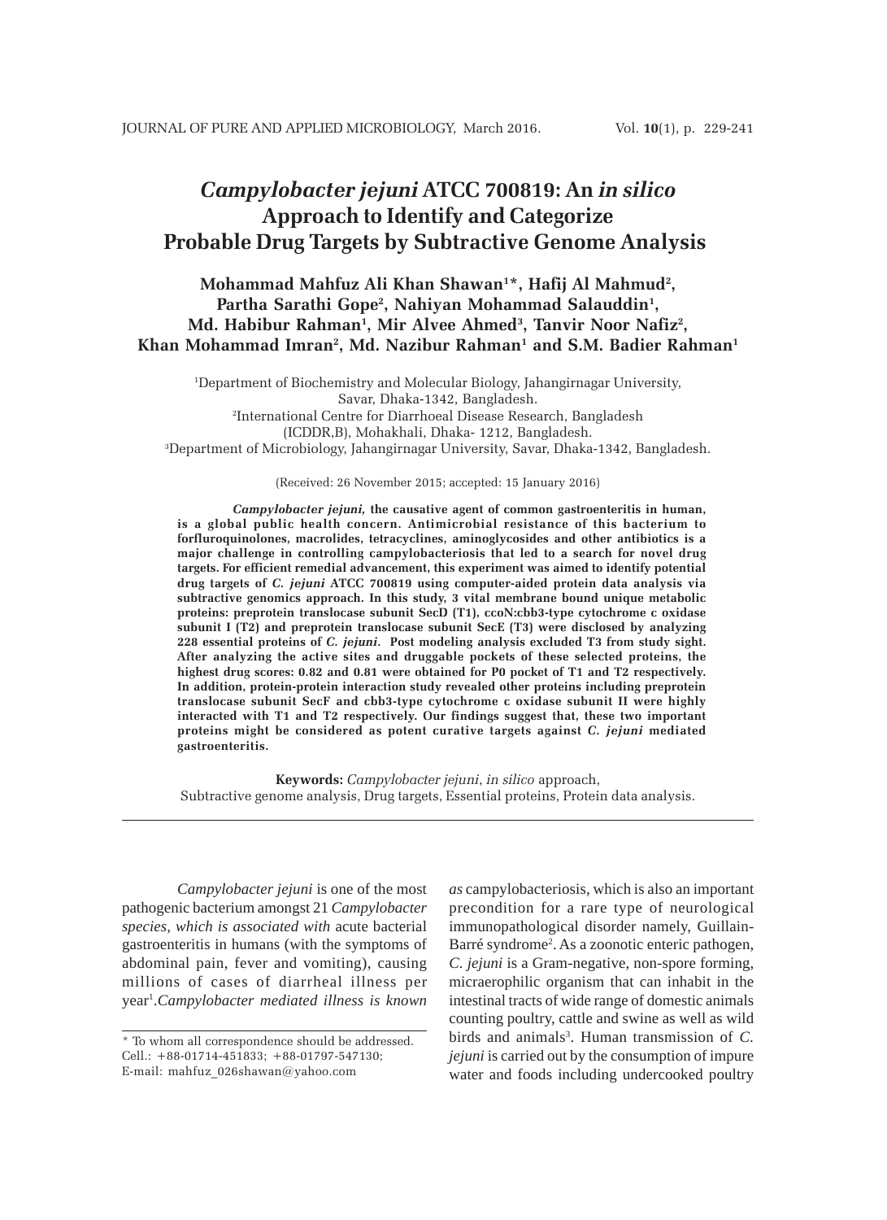# *Campylobacter jejuni* ATCC 700819: An *in silico* Approach to Identify and Categorize Probable Drug Targets by Subtractive Genome Analysis

**Mohammad Mahfuz Ali Khan Shawan[1]*, Hafij Al Mahmud[2], Partha Sarathi Gope[2], Nahiyan Mohammad Salauddin[1], Md. Habibur Rahman[1], Mir Alvee Ahmed[3], Tanvir Noor Nafiz[2], Khan Mohammad Imran[2], Md. Nazibur Rahman[1] and S.M. Badier Rahman[1]**

[1]Department of Biochemistry and Molecular Biology, Jahangirnagar University, Savar, Dhaka-1342, Bangladesh.
[2]International Centre for Diarrhoeal Disease Research, Bangladesh (ICDDR,B), Mohakhali, Dhaka- 1212, Bangladesh.
[3]Department of Microbiology, Jahangirnagar University, Savar, Dhaka-1342, Bangladesh.

(Received: 26 November 2015; accepted: 15 January 2016)

***Campylobacter jejuni*, the causative agent of common gastroenteritis in human, is a global public health concern. Antimicrobial resistance of this bacterium to forfluroquinolones, macrolides, tetracyclines, aminoglycosides and other antibiotics is a major challenge in controlling campylobacteriosis that led to a search for novel drug targets. For efficient remedial advancement, this experiment was aimed to identify potential drug targets of *C. jejuni* ATCC 700819 using computer-aided protein data analysis via subtractive genomics approach. In this study, 3 vital membrane bound unique metabolic proteins: preprotein translocase subunit SecD (T1), ccoN:cbb3-type cytochrome c oxidase subunit I (T2) and preprotein translocase subunit SecE (T3) were disclosed by analyzing 228 essential proteins of *C. jejuni*. Post modeling analysis excluded T3 from study sight. After analyzing the active sites and druggable pockets of these selected proteins, the highest drug scores: 0.82 and 0.81 were obtained for P0 pocket of T1 and T2 respectively. In addition, protein-protein interaction study revealed other proteins including preprotein translocase subunit SecF and cbb3-type cytochrome c oxidase subunit II were highly interacted with T1 and T2 respectively. Our findings suggest that, these two important proteins might be considered as potent curative targets against *C. jejuni* mediated gastroenteritis.**

**Keywords:** *Campylobacter jejuni*, *in silico* approach, Subtractive genome analysis, Drug targets, Essential proteins, Protein data analysis.

---

*Campylobacter jejuni* is one of the most pathogenic bacterium amongst 21 *Campylobacter species, which is associated with* acute bacterial gastroenteritis in humans (with the symptoms of abdominal pain, fever and vomiting), causing millions of cases of diarrheal illness per year[1].*Campylobacter mediated illness is known as* campylobacteriosis, which is also an important precondition for a rare type of neurological immunopathological disorder namely, Guillain-Barré syndrome[2]. As a zoonotic enteric pathogen, *C. jejuni* is a Gram-negative, non-spore forming, micraerophilic organism that can inhabit in the intestinal tracts of wide range of domestic animals counting poultry, cattle and swine as well as wild birds and animals[3]. Human transmission of *C. jejuni* is carried out by the consumption of impure water and foods including undercooked poultry

---

\* To whom all correspondence should be addressed.
Cell.: +88-01714-451833; +88-01797-547130;
E-mail: mahfuz_026shawan@yahoo.com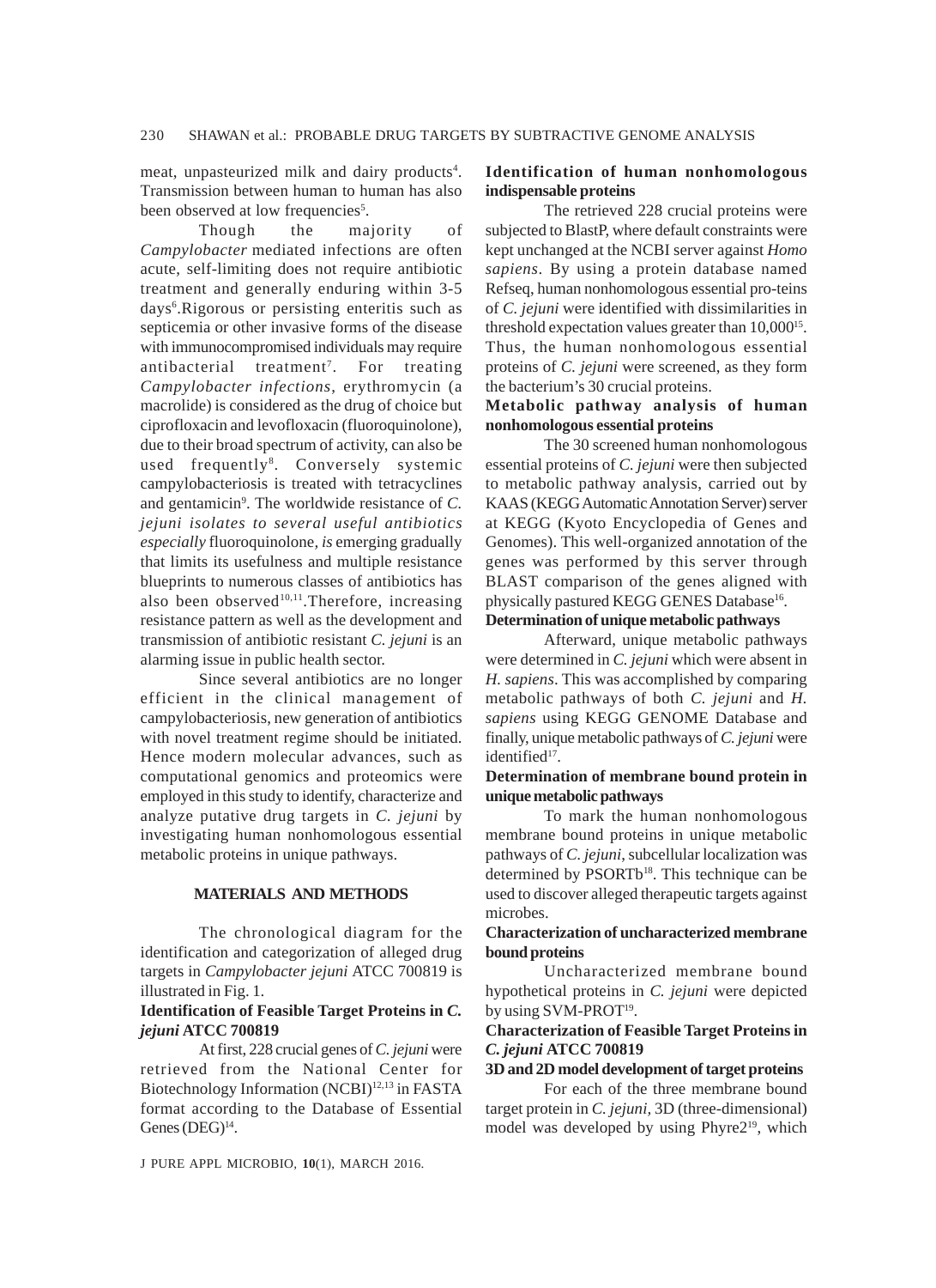meat, unpasteurized milk and dairy products[4]. Transmission between human to human has also been observed at low frequencies[5].

Though the majority of *Campylobacter* mediated infections are often acute, self-limiting does not require antibiotic treatment and generally enduring within 3-5 days[6].Rigorous or persisting enteritis such as septicemia or other invasive forms of the disease with immunocompromised individuals may require antibacterial treatment[7]. For treating *Campylobacter infections*, erythromycin (a macrolide) is considered as the drug of choice but ciprofloxacin and levofloxacin (fluoroquinolone), due to their broad spectrum of activity, can also be used frequently[8]. Conversely systemic campylobacteriosis is treated with tetracyclines and gentamicin[9]. The worldwide resistance of *C. jejuni isolates to several useful antibiotics especially* fluoroquinolone, *is* emerging gradually that limits its usefulness and multiple resistance blueprints to numerous classes of antibiotics has also been observed[10,11].Therefore, increasing resistance pattern as well as the development and transmission of antibiotic resistant *C. jejuni* is an alarming issue in public health sector.

Since several antibiotics are no longer efficient in the clinical management of campylobacteriosis, new generation of antibiotics with novel treatment regime should be initiated. Hence modern molecular advances, such as computational genomics and proteomics were employed in this study to identify, characterize and analyze putative drug targets in *C. jejuni* by investigating human nonhomologous essential metabolic proteins in unique pathways.

## MATERIALS AND METHODS

The chronological diagram for the identification and categorization of alleged drug targets in *Campylobacter jejuni* ATCC 700819 is illustrated in Fig. 1.

### Identification of Feasible Target Proteins in *C. jejuni* ATCC 700819

At first, 228 crucial genes of *C. jejuni* were retrieved from the National Center for Biotechnology Information (NCBI)[12,13] in FASTA format according to the Database of Essential Genes (DEG)[14].

#### Identification of human nonhomologous indispensable proteins

The retrieved 228 crucial proteins were subjected to BlastP, where default constraints were kept unchanged at the NCBI server against *Homo sapiens*. By using a protein database named Refseq, human nonhomologous essential pro-teins of *C. jejuni* were identified with dissimilarities in threshold expectation values greater than 10,000[15]. Thus, the human nonhomologous essential proteins of *C. jejuni* were screened, as they form the bacterium's 30 crucial proteins.

#### Metabolic pathway analysis of human nonhomologous essential proteins

The 30 screened human nonhomologous essential proteins of *C. jejuni* were then subjected to metabolic pathway analysis, carried out by KAAS (KEGG Automatic Annotation Server) server at KEGG (Kyoto Encyclopedia of Genes and Genomes). This well-organized annotation of the genes was performed by this server through BLAST comparison of the genes aligned with physically pastured KEGG GENES Database[16].

#### Determination of unique metabolic pathways

Afterward, unique metabolic pathways were determined in *C. jejuni* which were absent in *H. sapiens*. This was accomplished by comparing metabolic pathways of both *C. jejuni* and *H. sapiens* using KEGG GENOME Database and finally, unique metabolic pathways of *C. jejuni* were identified[17].

#### Determination of membrane bound protein in unique metabolic pathways

To mark the human nonhomologous membrane bound proteins in unique metabolic pathways of *C. jejuni*, subcellular localization was determined by PSORTb[18]. This technique can be used to discover alleged therapeutic targets against microbes.

#### Characterization of uncharacterized membrane bound proteins

Uncharacterized membrane bound hypothetical proteins in *C. jejuni* were depicted by using SVM-PROT[19].

### Characterization of Feasible Target Proteins in *C. jejuni* ATCC 700819

#### 3D and 2D model development of target proteins

For each of the three membrane bound target protein in *C. jejuni*, 3D (three-dimensional) model was developed by using Phyre2[19], which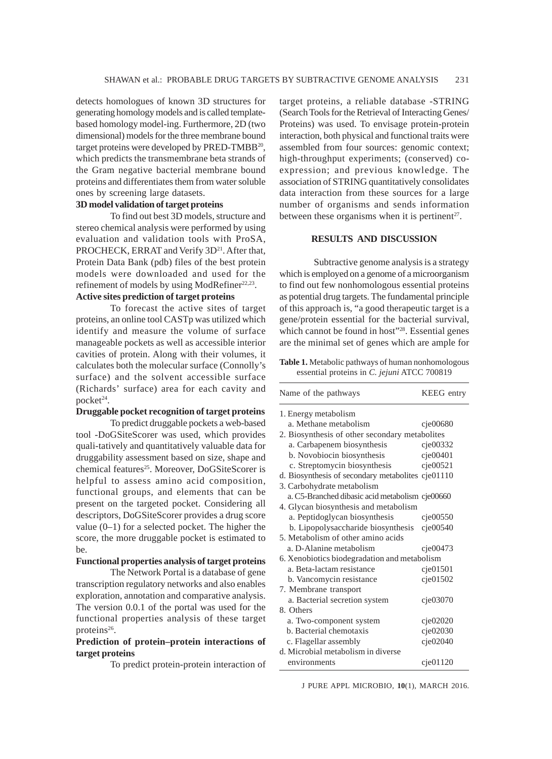detects homologues of known 3D structures for generating homology models and is called template-based homology model-ing. Furthermore, 2D (two dimensional) models for the three membrane bound target proteins were developed by PRED-TMBB[20], which predicts the transmembrane beta strands of the Gram negative bacterial membrane bound proteins and differentiates them from water soluble ones by screening large datasets.

**3D model validation of target proteins**

To find out best 3D models, structure and stereo chemical analysis were performed by using evaluation and validation tools with ProSA, PROCHECK, ERRAT and Verify 3D[21]. After that, Protein Data Bank (pdb) files of the best protein models were downloaded and used for the refinement of models by using ModRefiner[22,23].

**Active sites prediction of target proteins**

To forecast the active sites of target proteins, an online tool CASTp was utilized which identify and measure the volume of surface manageable pockets as well as accessible interior cavities of protein. Along with their volumes, it calculates both the molecular surface (Connolly's surface) and the solvent accessible surface (Richards' surface) area for each cavity and pocket[24].

**Druggable pocket recognition of target proteins**

To predict druggable pockets a web-based tool -DoGSiteScorer was used, which provides quali-tatively and quantitatively valuable data for druggability assessment based on size, shape and chemical features[25]. Moreover, DoGSiteScorer is helpful to assess amino acid composition, functional groups, and elements that can be present on the targeted pocket. Considering all descriptors, DoGSiteScorer provides a drug score value (0–1) for a selected pocket. The higher the score, the more druggable pocket is estimated to be.

**Functional properties analysis of target proteins**

The Network Portal is a database of gene transcription regulatory networks and also enables exploration, annotation and comparative analysis. The version 0.0.1 of the portal was used for the functional properties analysis of these target proteins[26].

**Prediction of protein–protein interactions of target proteins**

To predict protein-protein interaction of target proteins, a reliable database -STRING (Search Tools for the Retrieval of Interacting Genes/ Proteins) was used. To envisage protein-protein interaction, both physical and functional traits were assembled from four sources: genomic context; high-throughput experiments; (conserved) co-expression; and previous knowledge. The association of STRING quantitatively consolidates data interaction from these sources for a large number of organisms and sends information between these organisms when it is pertinent[27].

## RESULTS AND DISCUSSION

Subtractive genome analysis is a strategy which is employed on a genome of a microorganism to find out few nonhomologous essential proteins as potential drug targets. The fundamental principle of this approach is, "a good therapeutic target is a gene/protein essential for the bacterial survival, which cannot be found in host"[28]. Essential genes are the minimal set of genes which are ample for

**Table 1.** Metabolic pathways of human nonhomologous essential proteins in *C. jejuni* ATCC 700819

| Name of the pathways | KEEG entry |
|---|---|
| 1. Energy metabolism | |
| a. Methane metabolism | cje00680 |
| 2. Biosynthesis of other secondary metabolites | |
| a. Carbapenem biosynthesis | cje00332 |
| b. Novobiocin biosynthesis | cje00401 |
| c. Streptomycin biosynthesis | cje00521 |
| d. Biosynthesis of secondary metabolites | cje01110 |
| 3. Carbohydrate metabolism | |
| a. C5-Branched dibasic acid metabolism | cje00660 |
| 4. Glycan biosynthesis and metabolism | |
| a. Peptidoglycan biosynthesis | cje00550 |
| b. Lipopolysaccharide biosynthesis | cje00540 |
| 5. Metabolism of other amino acids | |
| a. D-Alanine metabolism | cje00473 |
| 6. Xenobiotics biodegradation and metabolism | |
| a. Beta-lactam resistance | cje01501 |
| b. Vancomycin resistance | cje01502 |
| 7. Membrane transport | |
| a. Bacterial secretion system | cje03070 |
| 8. Others | |
| a. Two-component system | cje02020 |
| b. Bacterial chemotaxis | cje02030 |
| c. Flagellar assembly | cje02040 |
| d. Microbial metabolism in diverse environments | cje01120 |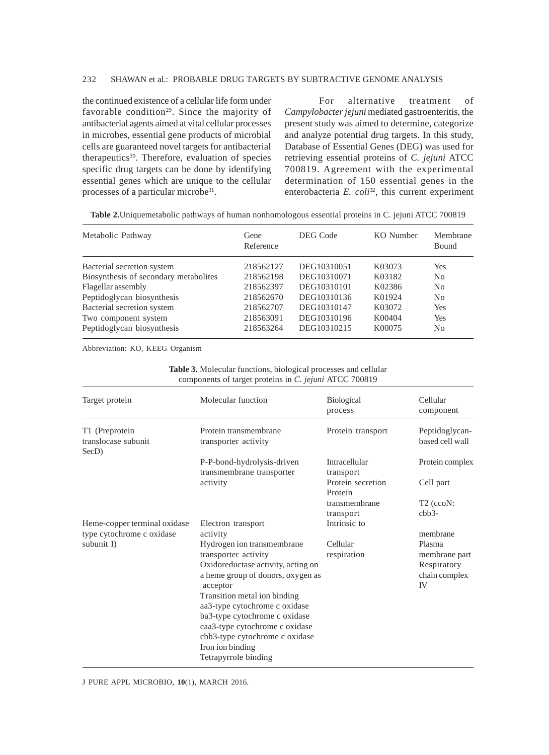the continued existence of a cellular life form under favorable condition[29]. Since the majority of antibacterial agents aimed at vital cellular processes in microbes, essential gene products of microbial cells are guaranteed novel targets for antibacterial therapeutics[30]. Therefore, evaluation of species specific drug targets can be done by identifying essential genes which are unique to the cellular processes of a particular microbe[31].

For alternative treatment of *Campylobacter jejuni* mediated gastroenteritis, the present study was aimed to determine, categorize and analyze potential drug targets. In this study, Database of Essential Genes (DEG) was used for retrieving essential proteins of *C. jejuni* ATCC 700819. Agreement with the experimental determination of 150 essential genes in the enterobacteria *E. coli*[32], this current experiment

**Table 2.** Uniquemetabolic pathways of human nonhomologous essential proteins in C. jejuni ATCC 700819

| Metabolic Pathway | Gene Reference | DEG Code | KO Number | Membrane Bound |
|---|---|---|---|---|
| Bacterial secretion system | 218562127 | DEG10310051 | K03073 | Yes |
| Biosynthesis of secondary metabolites | 218562198 | DEG10310071 | K03182 | No |
| Flagellar assembly | 218562397 | DEG10310101 | K02386 | No |
| Peptidoglycan biosynthesis | 218562670 | DEG10310136 | K01924 | No |
| Bacterial secretion system | 218562707 | DEG10310147 | K03072 | Yes |
| Two component system | 218563091 | DEG10310196 | K00404 | Yes |
| Peptidoglycan biosynthesis | 218563264 | DEG10310215 | K00075 | No |

Abbreviation: KO, KEEG Organism

**Table 3.** Molecular functions, biological processes and cellular components of target proteins in *C. jejuni* ATCC 700819

| Target protein | Molecular function | Biological process | Cellular component |
|---|---|---|---|
| T1 (Preprotein translocase subunit SecD) | Protein transmembrane transporter activity | Protein transport | Peptidoglycan-based cell wall |
| | P-P-bond-hydrolysis-driven transmembrane transporter activity | Intracellular transport | Protein complex |
| | | Protein secretion | Cell part |
| | | Protein transmembrane transport | |
| T2 (ccoN: cbb3-Heme-copper terminal oxidase type cytochrome c oxidase subunit I) | Electron transport activity | Intrinsic to membrane | |
| | Hydrogen ion transmembrane transporter activity | Cellular respiration | Plasma membrane part |
| | Oxidoreductase activity, acting on a heme group of donors, oxygen as acceptor | | Respiratory chain complex IV |
| | Transition metal ion binding | | |
| | aa3-type cytochrome c oxidase | | |
| | ba3-type cytochrome c oxidase | | |
| | caa3-type cytochrome c oxidase | | |
| | cbb3-type cytochrome c oxidase | | |
| | Iron ion binding | | |
| | Tetrapyrrole binding | | |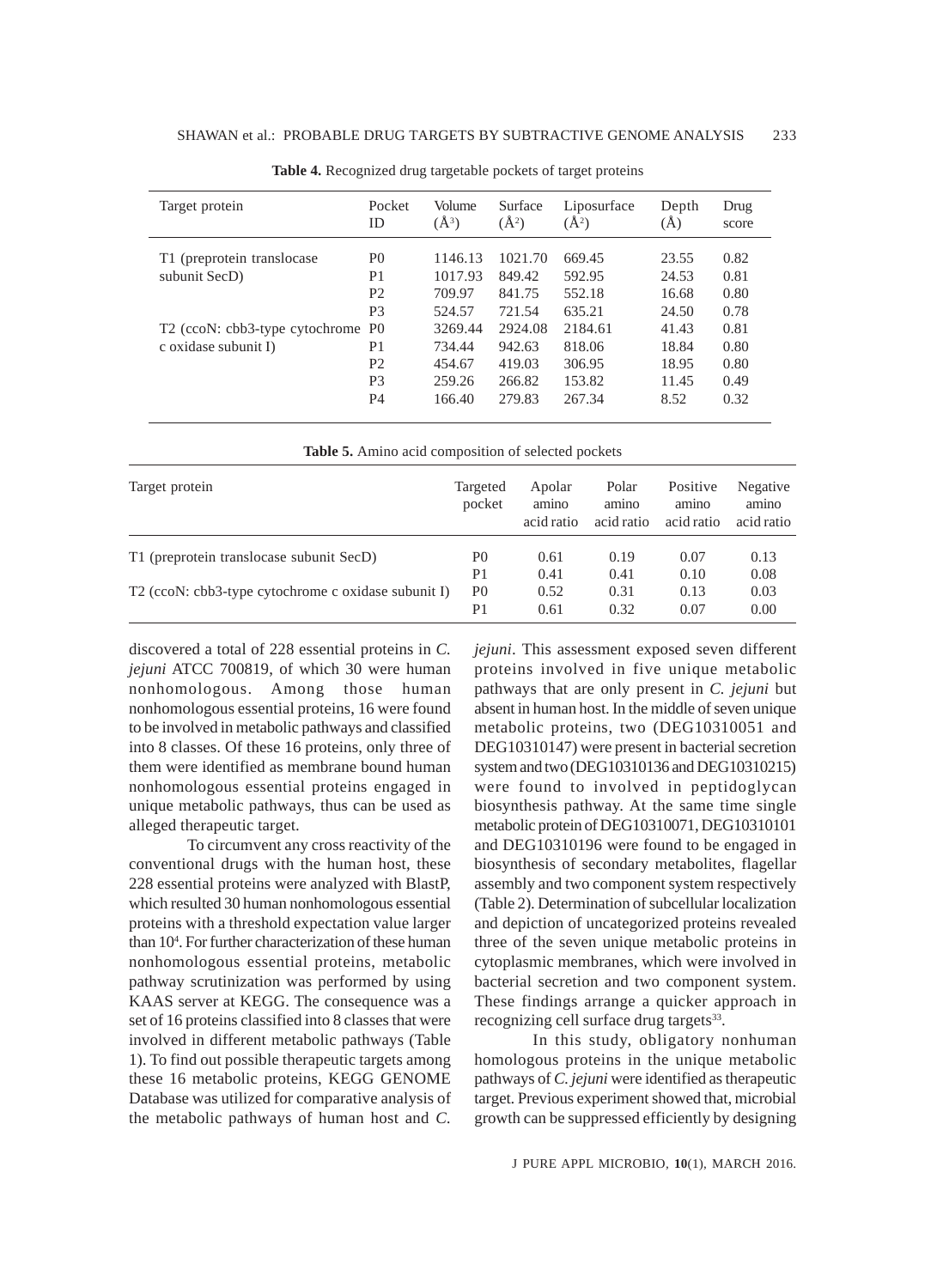**Table 4.** Recognized drug targetable pockets of target proteins

| Target protein | Pocket ID | Volume (Å$^3$) | Surface (Å$^2$) | Liposurface (Å$^2$) | Depth (Å) | Drug score |
|---|---|---|---|---|---|---|
| T1 (preprotein translocase subunit SecD) | P0 | 1146.13 | 1021.70 | 669.45 | 23.55 | 0.82 |
| | P1 | 1017.93 | 849.42 | 592.95 | 24.53 | 0.81 |
| | P2 | 709.97 | 841.75 | 552.18 | 16.68 | 0.80 |
| | P3 | 524.57 | 721.54 | 635.21 | 24.50 | 0.78 |
| T2 (ccoN: cbb3-type cytochrome c oxidase subunit I) | P0 | 3269.44 | 2924.08 | 2184.61 | 41.43 | 0.81 |
| | P1 | 734.44 | 942.63 | 818.06 | 18.84 | 0.80 |
| | P2 | 454.67 | 419.03 | 306.95 | 18.95 | 0.80 |
| | P3 | 259.26 | 266.82 | 153.82 | 11.45 | 0.49 |
| | P4 | 166.40 | 279.83 | 267.34 | 8.52 | 0.32 |

**Table 5.** Amino acid composition of selected pockets

| Target protein | Targeted pocket | Apolar amino acid ratio | Polar amino acid ratio | Positive amino acid ratio | Negative amino acid ratio |
|---|---|---|---|---|---|
| T1 (preprotein translocase subunit SecD) | P0 | 0.61 | 0.19 | 0.07 | 0.13 |
| | P1 | 0.41 | 0.41 | 0.10 | 0.08 |
| T2 (ccoN: cbb3-type cytochrome c oxidase subunit I) | P0 | 0.52 | 0.31 | 0.13 | 0.03 |
| | P1 | 0.61 | 0.32 | 0.07 | 0.00 |

discovered a total of 228 essential proteins in *C. jejuni* ATCC 700819, of which 30 were human nonhomologous. Among those human nonhomologous essential proteins, 16 were found to be involved in metabolic pathways and classified into 8 classes. Of these 16 proteins, only three of them were identified as membrane bound human nonhomologous essential proteins engaged in unique metabolic pathways, thus can be used as alleged therapeutic target.

To circumvent any cross reactivity of the conventional drugs with the human host, these 228 essential proteins were analyzed with BlastP, which resulted 30 human nonhomologous essential proteins with a threshold expectation value larger than $10^4$. For further characterization of these human nonhomologous essential proteins, metabolic pathway scrutinization was performed by using KAAS server at KEGG. The consequence was a set of 16 proteins classified into 8 classes that were involved in different metabolic pathways (Table 1). To find out possible therapeutic targets among these 16 metabolic proteins, KEGG GENOME Database was utilized for comparative analysis of the metabolic pathways of human host and *C. jejuni*. This assessment exposed seven different proteins involved in five unique metabolic pathways that are only present in *C. jejuni* but absent in human host. In the middle of seven unique metabolic proteins, two (DEG10310051 and DEG10310147) were present in bacterial secretion system and two (DEG10310136 and DEG10310215) were found to involved in peptidoglycan biosynthesis pathway. At the same time single metabolic protein of DEG10310071, DEG10310101 and DEG10310196 were found to be engaged in biosynthesis of secondary metabolites, flagellar assembly and two component system respectively (Table 2). Determination of subcellular localization and depiction of uncategorized proteins revealed three of the seven unique metabolic proteins in cytoplasmic membranes, which were involved in bacterial secretion and two component system. These findings arrange a quicker approach in recognizing cell surface drug targets[33].

In this study, obligatory nonhuman homologous proteins in the unique metabolic pathways of *C. jejuni* were identified as therapeutic target. Previous experiment showed that, microbial growth can be suppressed efficiently by designing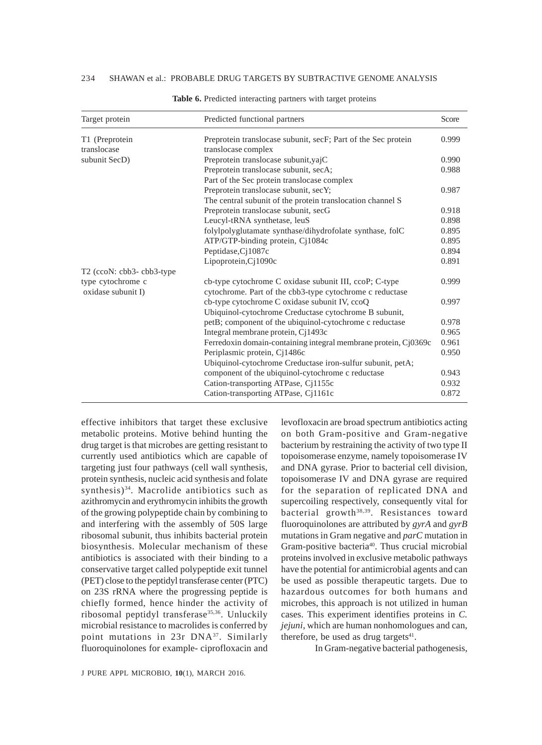**Table 6.** Predicted interacting partners with target proteins

| Target protein | Predicted functional partners | Score |
|---|---|---|
| T1 (Preprotein translocase subunit SecD) | Preprotein translocase subunit, secF; Part of the Sec protein translocase complex | 0.999 |
| | Preprotein translocase subunit,yajC | 0.990 |
| | Preprotein translocase subunit, secA; Part of the Sec protein translocase complex | 0.988 |
| | Preprotein translocase subunit, secY; The central subunit of the protein translocation channel S | 0.987 |
| | Preprotein translocase subunit, secG | 0.918 |
| | Leucyl-tRNA synthetase, leuS | 0.898 |
| | folylpolyglutamate synthase/dihydrofolate synthase, folC | 0.895 |
| | ATP/GTP-binding protein, Cj1084c | 0.895 |
| | Peptidase,Cj1087c | 0.894 |
| | Lipoprotein,Cj1090c | 0.891 |
| T2 (ccoN: cbb3- cbb3-type type cytochrome c oxidase subunit I) | cb-type cytochrome C oxidase subunit III, ccoP; C-type cytochrome. Part of the cbb3-type cytochrome c reductase | 0.999 |
| | cb-type cytochrome C oxidase subunit IV, ccoQ | 0.997 |
| | Ubiquinol-cytochrome Creductase cytochrome B subunit, petB; component of the ubiquinol-cytochrome c reductase | 0.978 |
| | Integral membrane protein, Cj1493c | 0.965 |
| | Ferredoxin domain-containing integral membrane protein, Cj0369c | 0.961 |
| | Periplasmic protein, Cj1486c | 0.950 |
| | Ubiquinol-cytochrome Creductase iron-sulfur subunit, petA; component of the ubiquinol-cytochrome c reductase | 0.943 |
| | Cation-transporting ATPase, Cj1155c | 0.932 |
| | Cation-transporting ATPase, Cj1161c | 0.872 |

effective inhibitors that target these exclusive metabolic proteins. Motive behind hunting the drug target is that microbes are getting resistant to currently used antibiotics which are capable of targeting just four pathways (cell wall synthesis, protein synthesis, nucleic acid synthesis and folate synthesis)[34]. Macrolide antibiotics such as azithromycin and erythromycin inhibits the growth of the growing polypeptide chain by combining to and interfering with the assembly of 50S large ribosomal subunit, thus inhibits bacterial protein biosynthesis. Molecular mechanism of these antibiotics is associated with their binding to a conservative target called polypeptide exit tunnel (PET) close to the peptidyl transferase center (PTC) on 23S rRNA where the progressing peptide is chiefly formed, hence hinder the activity of ribosomal peptidyl transferase[35,36]. Unluckily microbial resistance to macrolides is conferred by point mutations in 23r DNA[37]. Similarly fluoroquinolones for example- ciprofloxacin and levofloxacin are broad spectrum antibiotics acting on both Gram-positive and Gram-negative bacterium by restraining the activity of two type II topoisomerase enzyme, namely topoisomerase IV and DNA gyrase. Prior to bacterial cell division, topoisomerase IV and DNA gyrase are required for the separation of replicated DNA and supercoiling respectively, consequently vital for bacterial growth[38,39]. Resistances toward fluoroquinolones are attributed by *gyrA* and *gyrB* mutations in Gram negative and *parC* mutation in Gram-positive bacteria[40]. Thus crucial microbial proteins involved in exclusive metabolic pathways have the potential for antimicrobial agents and can be used as possible therapeutic targets. Due to hazardous outcomes for both humans and microbes, this approach is not utilized in human cases. This experiment identifies proteins in *C. jejuni*, which are human nonhomologues and can, therefore, be used as drug targets[41].

In Gram-negative bacterial pathogenesis,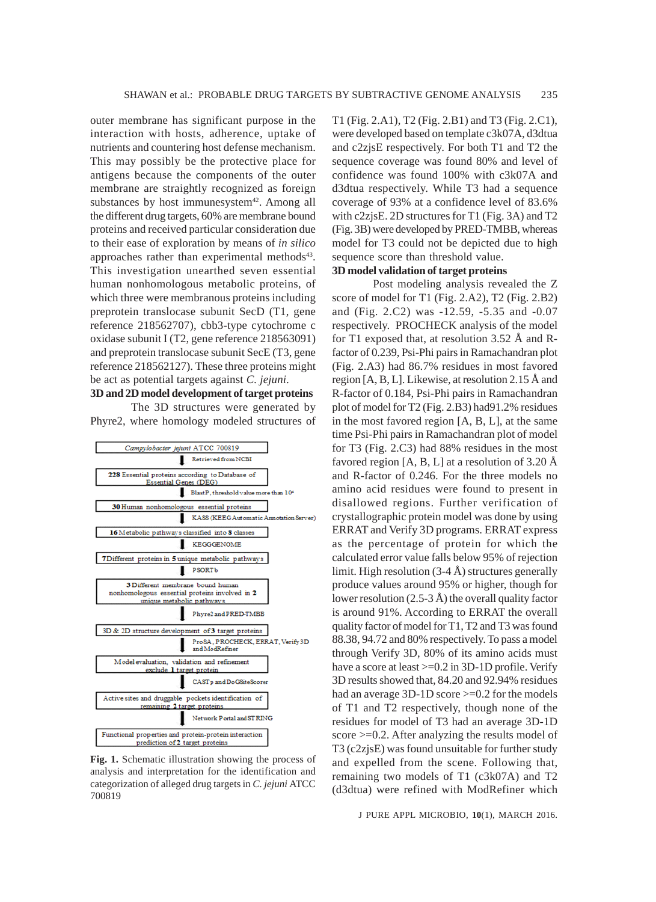outer membrane has significant purpose in the interaction with hosts, adherence, uptake of nutrients and countering host defense mechanism. This may possibly be the protective place for antigens because the components of the outer membrane are straightly recognized as foreign substances by host immunesystem[42]. Among all the different drug targets, 60% are membrane bound proteins and received particular consideration due to their ease of exploration by means of *in silico* approaches rather than experimental methods[43]. This investigation unearthed seven essential human nonhomologous metabolic proteins, of which three were membranous proteins including preprotein translocase subunit SecD (T1, gene reference 218562707), cbb3-type cytochrome c oxidase subunit I (T2, gene reference 218563091) and preprotein translocase subunit SecE (T3, gene reference 218562127). These three proteins might be act as potential targets against *C. jejuni*.

**3D and 2D model development of target proteins**

The 3D structures were generated by Phyre2, where homology modeled structures of T1 (Fig. 2.A1), T2 (Fig. 2.B1) and T3 (Fig. 2.C1), were developed based on template c3k07A, d3dtua and c2zjsE respectively. For both T1 and T2 the sequence coverage was found 80% and level of confidence was found 100% with c3k07A and d3dtua respectively. While T3 had a sequence coverage of 93% at a confidence level of 83.6% with c2zjsE. 2D structures for T1 (Fig. 3A) and T2 (Fig. 3B) were developed by PRED-TMBB, whereas model for T3 could not be depicted due to high sequence score than threshold value.

Campylobacter jejuni ATCC 700819
↓ Retrieved from NCBI
228 Essential proteins according to Database of Essential Genes (DEG)
↓ BlastP, threshold value more than $10^{-4}$
30 Human nonhomologous essential proteins
↓ KASS (KEEG Automatic Annotation Server)
16 Metabolic pathways classified into 8 classes
↓ KEGGGENOME
7 Different proteins in 5 unique metabolic pathways
↓ PSORTb
3 Different membrane bound human nonhomologous essential proteins involved in 2 unique metabolic pathways
↓ Phyre2 and PRED-TMBB
3D & 2D structure development of 3 target proteins
↓ ProSA, PROCHECK, ERRAT, Verify3D and ModRefiner
Model evaluation, validation and refinement exclude 1 target protein
↓ CASTp and DoGSiteScorer
Active sites and druggable pockets identification of remaining 2 target proteins
↓ Network Portal and STRING
Functional properties and protein-protein interaction prediction of 2 target proteins

**Fig. 1.** Schematic illustration showing the process of analysis and interpretation for the identification and categorization of alleged drug targets in *C. jejuni* ATCC 700819

**3D model validation of target proteins**

Post modeling analysis revealed the Z score of model for T1 (Fig. 2.A2), T2 (Fig. 2.B2) and (Fig. 2.C2) was -12.59, -5.35 and -0.07 respectively. PROCHECK analysis of the model for T1 exposed that, at resolution 3.52 Å and R-factor of 0.239, Psi-Phi pairs in Ramachandran plot (Fig. 2.A3) had 86.7% residues in most favored region [A, B, L]. Likewise, at resolution 2.15 Å and R-factor of 0.184, Psi-Phi pairs in Ramachandran plot of model for T2 (Fig. 2.B3) had91.2% residues in the most favored region [A, B, L], at the same time Psi-Phi pairs in Ramachandran plot of model for T3 (Fig. 2.C3) had 88% residues in the most favored region [A, B, L] at a resolution of 3.20 Å and R-factor of 0.246. For the three models no amino acid residues were found to present in disallowed regions. Further verification of crystallographic protein model was done by using ERRAT and Verify 3D programs. ERRAT express as the percentage of protein for which the calculated error value falls below 95% of rejection limit. High resolution (3-4 Å) structures generally produce values around 95% or higher, though for lower resolution (2.5-3 Å) the overall quality factor is around 91%. According to ERRAT the overall quality factor of model for T1, T2 and T3 was found 88.38, 94.72 and 80% respectively. To pass a model through Verify 3D, 80% of its amino acids must have a score at least >=0.2 in 3D-1D profile. Verify 3D results showed that, 84.20 and 92.94% residues had an average 3D-1D score >=0.2 for the models of T1 and T2 respectively, though none of the residues for model of T3 had an average 3D-1D score >=0.2. After analyzing the results model of T3 (c2zjsE) was found unsuitable for further study and expelled from the scene. Following that, remaining two models of T1 (c3k07A) and T2 (d3dtua) were refined with ModRefiner which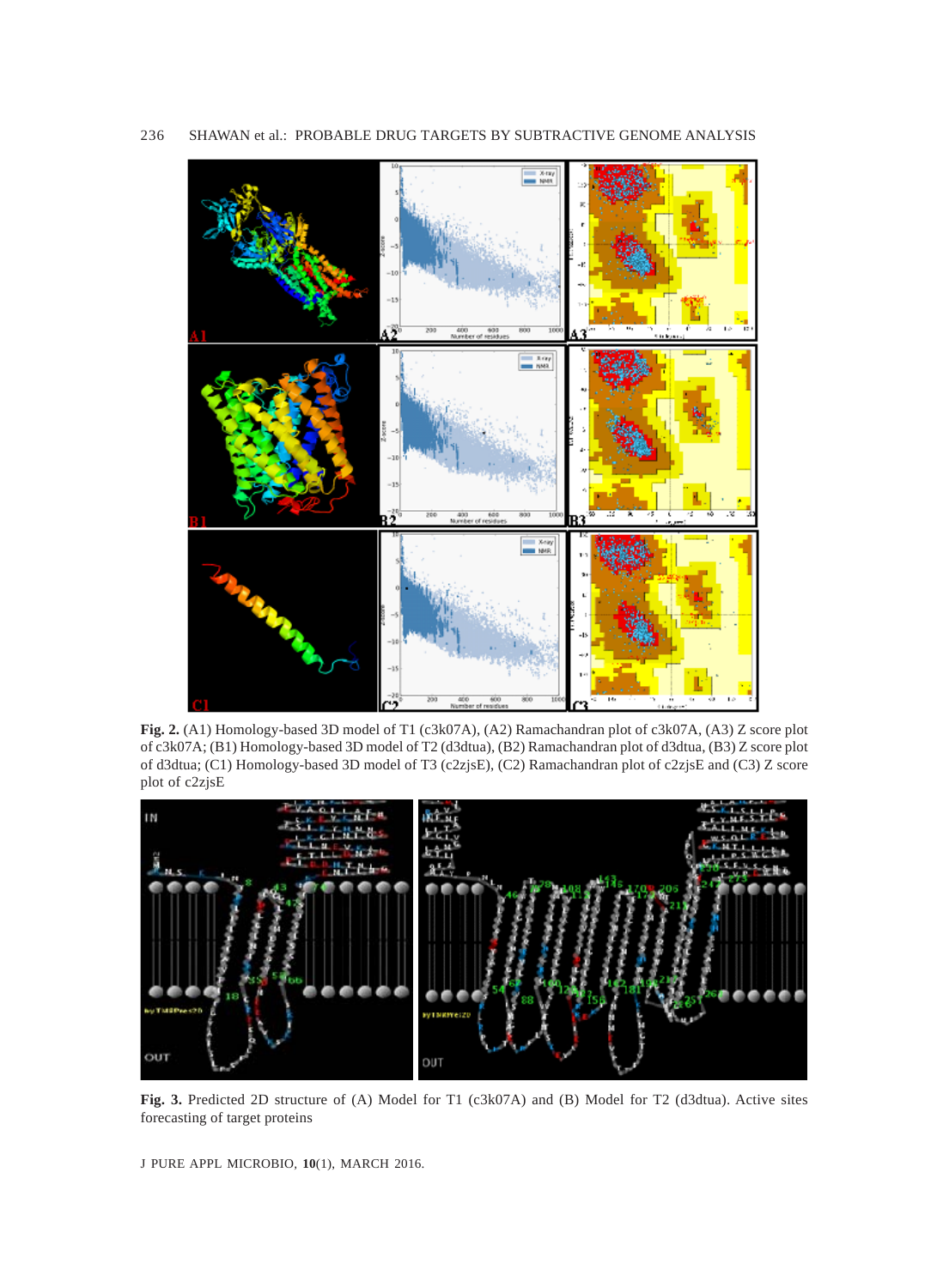**Fig. 2.** (A1) Homology-based 3D model of T1 (c3k07A), (A2) Ramachandran plot of c3k07A, (A3) Z score plot of c3k07A; (B1) Homology-based 3D model of T2 (d3dtua), (B2) Ramachandran plot of d3dtua, (B3) Z score plot of d3dtua; (C1) Homology-based 3D model of T3 (c2zjsE), (C2) Ramachandran plot of c2zjsE and (C3) Z score plot of c2zjsE

**Fig. 3.** Predicted 2D structure of (A) Model for T1 (c3k07A) and (B) Model for T2 (d3dtua). Active sites forecasting of target proteins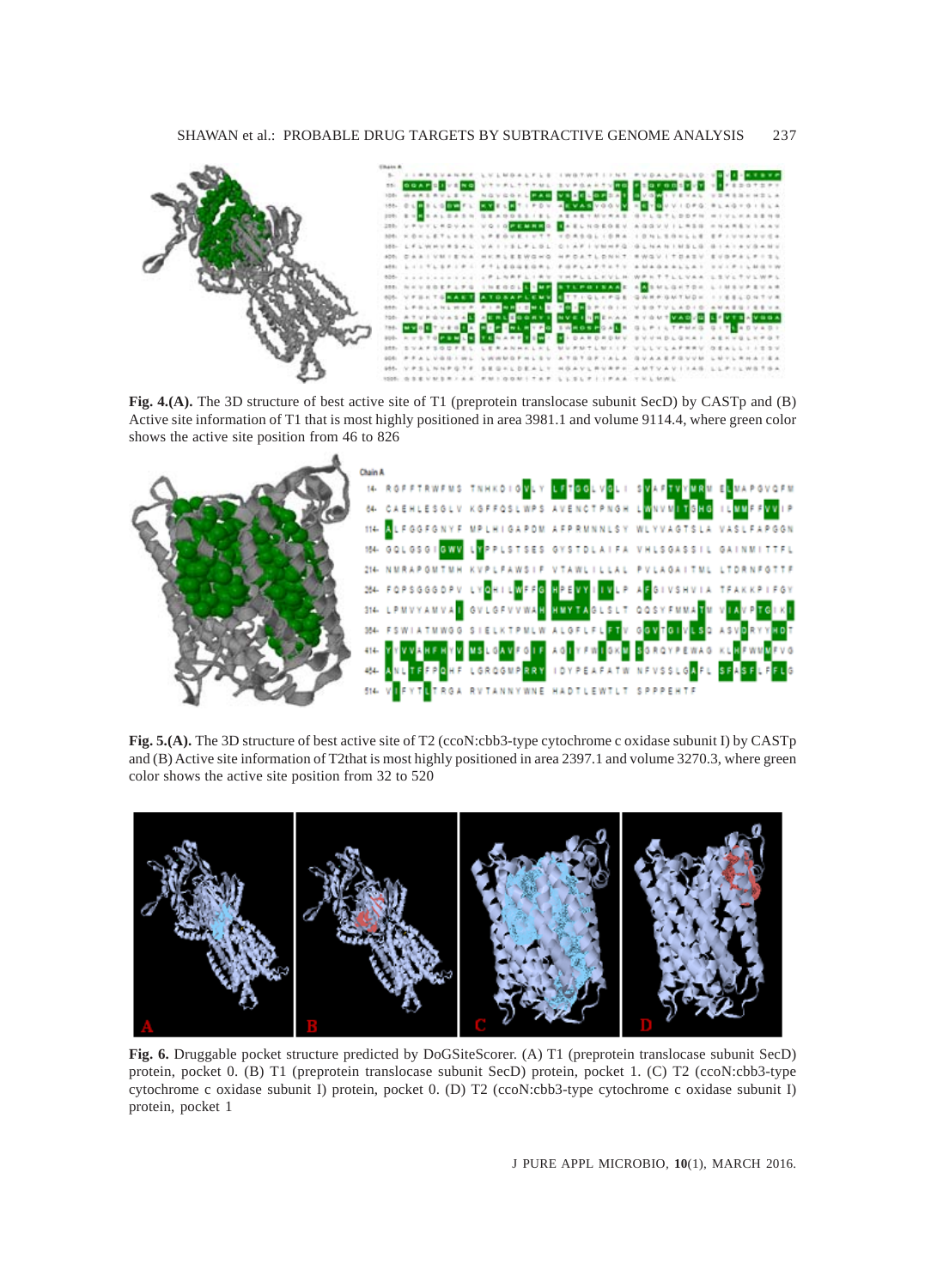**Fig. 4.(A).** The 3D structure of best active site of T1 (preprotein translocase subunit SecD) by CASTp and (B) Active site information of T1 that is most highly positioned in area 3981.1 and volume 9114.4, where green color shows the active site position from 46 to 826

**Fig. 5.(A).** The 3D structure of best active site of T2 (ccoN:cbb3-type cytochrome c oxidase subunit I) by CASTp and (B) Active site information of T2that is most highly positioned in area 2397.1 and volume 3270.3, where green color shows the active site position from 32 to 520

**Fig. 6.** Druggable pocket structure predicted by DoGSiteScorer. (A) T1 (preprotein translocase subunit SecD) protein, pocket 0. (B) T1 (preprotein translocase subunit SecD) protein, pocket 1. (C) T2 (ccoN:cbb3-type cytochrome c oxidase subunit I) protein, pocket 0. (D) T2 (ccoN:cbb3-type cytochrome c oxidase subunit I) protein, pocket 1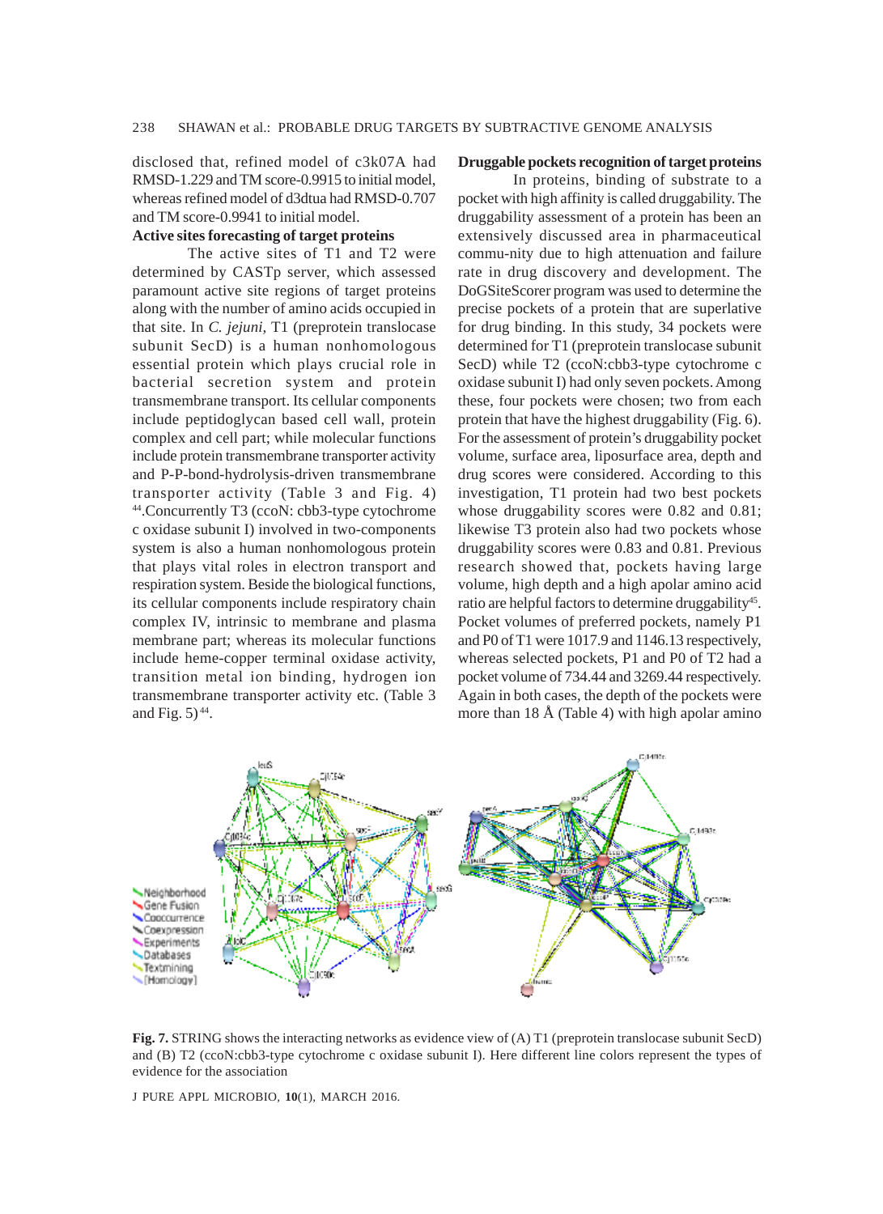disclosed that, refined model of c3k07A had RMSD-1.229 and TM score-0.9915 to initial model, whereas refined model of d3dtua had RMSD-0.707 and TM score-0.9941 to initial model.

**Active sites forecasting of target proteins**

The active sites of T1 and T2 were determined by CASTp server, which assessed paramount active site regions of target proteins along with the number of amino acids occupied in that site. In *C. jejuni,* T1 (preprotein translocase subunit SecD) is a human nonhomologous essential protein which plays crucial role in bacterial secretion system and protein transmembrane transport. Its cellular components include peptidoglycan based cell wall, protein complex and cell part; while molecular functions include protein transmembrane transporter activity and P-P-bond-hydrolysis-driven transmembrane transporter activity (Table 3 and Fig. 4) [44].Concurrently T3 (ccoN: cbb3-type cytochrome c oxidase subunit I) involved in two-components system is also a human nonhomologous protein that plays vital roles in electron transport and respiration system. Beside the biological functions, its cellular components include respiratory chain complex IV, intrinsic to membrane and plasma membrane part; whereas its molecular functions include heme-copper terminal oxidase activity, transition metal ion binding, hydrogen ion transmembrane transporter activity etc. (Table 3 and Fig. 5) [44].

**Druggable pockets recognition of target proteins**

In proteins, binding of substrate to a pocket with high affinity is called druggability. The druggability assessment of a protein has been an extensively discussed area in pharmaceutical commu-nity due to high attenuation and failure rate in drug discovery and development. The DoGSiteScorer program was used to determine the precise pockets of a protein that are superlative for drug binding. In this study, 34 pockets were determined for T1 (preprotein translocase subunit SecD) while T2 (ccoN:cbb3-type cytochrome c oxidase subunit I) had only seven pockets. Among these, four pockets were chosen; two from each protein that have the highest druggability (Fig. 6). For the assessment of protein's druggability pocket volume, surface area, liposurface area, depth and drug scores were considered. According to this investigation, T1 protein had two best pockets whose druggability scores were 0.82 and 0.81; likewise T3 protein also had two pockets whose druggability scores were 0.83 and 0.81. Previous research showed that, pockets having large volume, high depth and a high apolar amino acid ratio are helpful factors to determine druggability[45]. Pocket volumes of preferred pockets, namely P1 and P0 of T1 were 1017.9 and 1146.13 respectively, whereas selected pockets, P1 and P0 of T2 had a pocket volume of 734.44 and 3269.44 respectively. Again in both cases, the depth of the pockets were more than 18 Å (Table 4) with high apolar amino

**Fig. 7.** STRING shows the interacting networks as evidence view of (A) T1 (preprotein translocase subunit SecD) and (B) T2 (ccoN:cbb3-type cytochrome c oxidase subunit I). Here different line colors represent the types of evidence for the association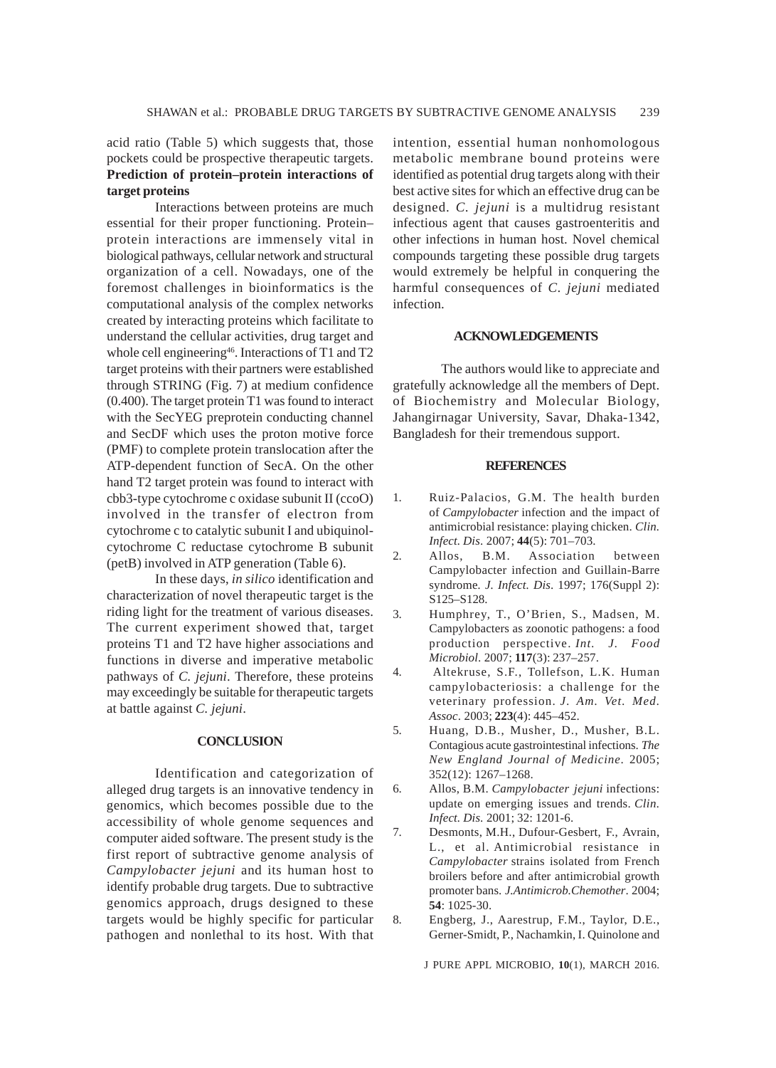acid ratio (Table 5) which suggests that, those pockets could be prospective therapeutic targets.

### Prediction of protein–protein interactions of target proteins

Interactions between proteins are much essential for their proper functioning. Protein–protein interactions are immensely vital in biological pathways, cellular network and structural organization of a cell. Nowadays, one of the foremost challenges in bioinformatics is the computational analysis of the complex networks created by interacting proteins which facilitate to understand the cellular activities, drug target and whole cell engineering[46]. Interactions of T1 and T2 target proteins with their partners were established through STRING (Fig. 7) at medium confidence (0.400). The target protein T1 was found to interact with the SecYEG preprotein conducting channel and SecDF which uses the proton motive force (PMF) to complete protein translocation after the ATP-dependent function of SecA. On the other hand T2 target protein was found to interact with cbb3-type cytochrome c oxidase subunit II (ccoO) involved in the transfer of electron from cytochrome c to catalytic subunit I and ubiquinol-cytochrome C reductase cytochrome B subunit (petB) involved in ATP generation (Table 6).

In these days, *in silico* identification and characterization of novel therapeutic target is the riding light for the treatment of various diseases. The current experiment showed that, target proteins T1 and T2 have higher associations and functions in diverse and imperative metabolic pathways of *C. jejuni*. Therefore, these proteins may exceedingly be suitable for therapeutic targets at battle against *C. jejuni*.

## CONCLUSION

Identification and categorization of alleged drug targets is an innovative tendency in genomics, which becomes possible due to the accessibility of whole genome sequences and computer aided software. The present study is the first report of subtractive genome analysis of *Campylobacter jejuni* and its human host to identify probable drug targets. Due to subtractive genomics approach, drugs designed to these targets would be highly specific for particular pathogen and nonlethal to its host. With that intention, essential human nonhomologous metabolic membrane bound proteins were identified as potential drug targets along with their best active sites for which an effective drug can be designed. *C. jejuni* is a multidrug resistant infectious agent that causes gastroenteritis and other infections in human host. Novel chemical compounds targeting these possible drug targets would extremely be helpful in conquering the harmful consequences of *C. jejuni* mediated infection.

## ACKNOWLEDGEMENTS

The authors would like to appreciate and gratefully acknowledge all the members of Dept. of Biochemistry and Molecular Biology, Jahangirnagar University, Savar, Dhaka-1342, Bangladesh for their tremendous support.

## REFERENCES

1. Ruiz-Palacios, G.M. The health burden of *Campylobacter* infection and the impact of antimicrobial resistance: playing chicken. *Clin. Infect. Dis*. 2007; **44**(5): 701–703.
2. Allos, B.M. Association between Campylobacter infection and Guillain-Barre syndrome. *J. Infect. Dis*. 1997; 176(Suppl 2): S125–S128.
3. Humphrey, T., O'Brien, S., Madsen, M. Campylobacters as zoonotic pathogens: a food production perspective. *Int. J. Food Microbiol*. 2007; **117**(3): 237–257.
4. Altekruse, S.F., Tollefson, L.K. Human campylobacteriosis: a challenge for the veterinary profession. *J. Am. Vet. Med. Assoc*. 2003; **223**(4): 445–452.
5. Huang, D.B., Musher, D., Musher, B.L. Contagious acute gastrointestinal infections. *The New England Journal of Medicine*. 2005; 352(12): 1267–1268.
6. Allos, B.M. *Campylobacter jejuni* infections: update on emerging issues and trends. *Clin. Infect. Dis.* 2001; 32: 1201-6.
7. Desmonts, M.H., Dufour-Gesbert, F., Avrain, L., et al. Antimicrobial resistance in *Campylobacter* strains isolated from French broilers before and after antimicrobial growth promoter bans. *J.Antimicrob.Chemother*. 2004; **54**: 1025-30.
8. Engberg, J., Aarestrup, F.M., Taylor, D.E., Gerner-Smidt, P., Nachamkin, I. Quinolone and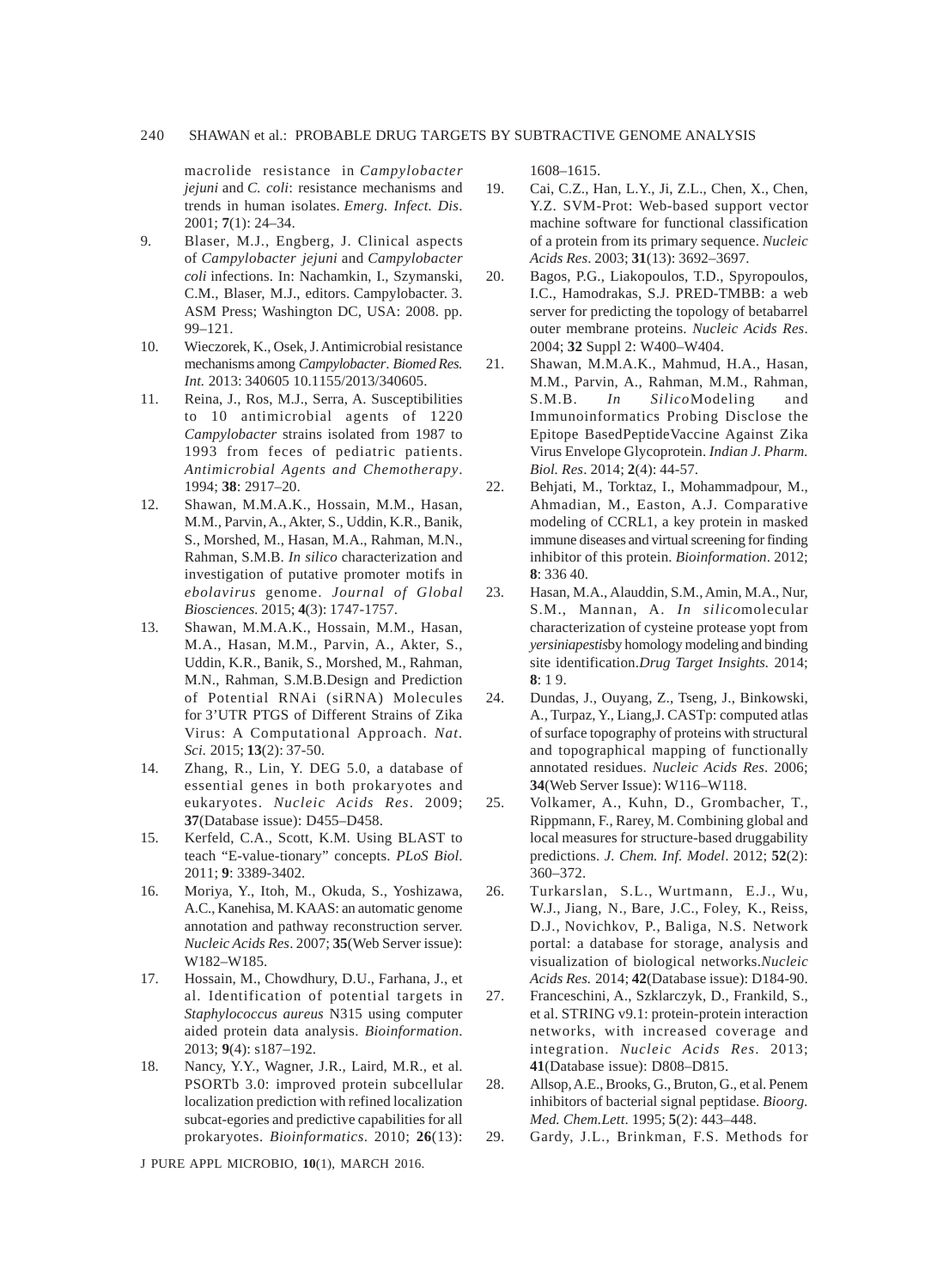macrolide resistance in *Campylobacter jejuni* and *C. coli*: resistance mechanisms and trends in human isolates. *Emerg. Infect. Dis*. 2001; **7**(1): 24–34.

9. Blaser, M.J., Engberg, J. Clinical aspects of *Campylobacter jejuni* and *Campylobacter coli* infections. In: Nachamkin, I., Szymanski, C.M., Blaser, M.J., editors. Campylobacter. 3. ASM Press; Washington DC, USA: 2008. pp. 99–121.
10. Wieczorek, K., Osek, J. Antimicrobial resistance mechanisms among *Campylobacter*. *Biomed Res. Int.* 2013: 340605 10.1155/2013/340605.
11. Reina, J., Ros, M.J., Serra, A. Susceptibilities to 10 antimicrobial agents of 1220 *Campylobacter* strains isolated from 1987 to 1993 from feces of pediatric patients. *Antimicrobial Agents and Chemotherapy*. 1994; **38**: 2917–20.
12. Shawan, M.M.A.K., Hossain, M.M., Hasan, M.M., Parvin, A., Akter, S., Uddin, K.R., Banik, S., Morshed, M., Hasan, M.A., Rahman, M.N., Rahman, S.M.B. *In silico* characterization and investigation of putative promoter motifs in *ebolavirus* genome. *Journal of Global Biosciences.* 2015; **4**(3): 1747-1757.
13. Shawan, M.M.A.K., Hossain, M.M., Hasan, M.A., Hasan, M.M., Parvin, A., Akter, S., Uddin, K.R., Banik, S., Morshed, M., Rahman, M.N., Rahman, S.M.B.Design and Prediction of Potential RNAi (siRNA) Molecules for 3'UTR PTGS of Different Strains of Zika Virus: A Computational Approach. *Nat. Sci.* 2015; **13**(2): 37-50.
14. Zhang, R., Lin, Y. DEG 5.0, a database of essential genes in both prokaryotes and eukaryotes. *Nucleic Acids Res*. 2009; **37**(Database issue): D455–D458.
15. Kerfeld, C.A., Scott, K.M. Using BLAST to teach "E-value-tionary" concepts. *PLoS Biol.* 2011; **9**: 3389-3402.
16. Moriya, Y., Itoh, M., Okuda, S., Yoshizawa, A.C., Kanehisa, M. KAAS: an automatic genome annotation and pathway reconstruction server. *Nucleic Acids Res*. 2007; **35**(Web Server issue): W182–W185.
17. Hossain, M., Chowdhury, D.U., Farhana, J., et al. Identification of potential targets in *Staphylococcus aureus* N315 using computer aided protein data analysis. *Bioinformation*. 2013; **9**(4): s187–192.
18. Nancy, Y.Y., Wagner, J.R., Laird, M.R., et al. PSORTb 3.0: improved protein subcellular localization prediction with refined localization subcat-egories and predictive capabilities for all prokaryotes. *Bioinformatics*. 2010; **26**(13): 1608–1615.
19. Cai, C.Z., Han, L.Y., Ji, Z.L., Chen, X., Chen, Y.Z. SVM-Prot: Web-based support vector machine software for functional classification of a protein from its primary sequence. *Nucleic Acids Res*. 2003; **31**(13): 3692–3697.
20. Bagos, P.G., Liakopoulos, T.D., Spyropoulos, I.C., Hamodrakas, S.J. PRED-TMBB: a web server for predicting the topology of betabarrel outer membrane proteins. *Nucleic Acids Res*. 2004; **32** Suppl 2: W400–W404.
21. Shawan, M.M.A.K., Mahmud, H.A., Hasan, M.M., Parvin, A., Rahman, M.M., Rahman, S.M.B. *In Silico*Modeling and Immunoinformatics Probing Disclose the Epitope BasedPeptideVaccine Against Zika Virus Envelope Glycoprotein. *Indian J. Pharm. Biol. Res*. 2014; **2**(4): 44-57.
22. Behjati, M., Torktaz, I., Mohammadpour, M., Ahmadian, M., Easton, A.J. Comparative modeling of CCRL1, a key protein in masked immune diseases and virtual screening for finding inhibitor of this protein. *Bioinformation*. 2012; **8**: 336 40.
23. Hasan, M.A., Alauddin, S.M., Amin, M.A., Nur, S.M., Mannan, A. *In silico*molecular characterization of cysteine protease yopt from *yersiniapestis*by homology modeling and binding site identification.*Drug Target Insights.* 2014; **8**: 1 9.
24. Dundas, J., Ouyang, Z., Tseng, J., Binkowski, A., Turpaz, Y., Liang,J. CASTp: computed atlas of surface topography of proteins with structural and topographical mapping of functionally annotated residues. *Nucleic Acids Res*. 2006; **34**(Web Server Issue): W116–W118.
25. Volkamer, A., Kuhn, D., Grombacher, T., Rippmann, F., Rarey, M. Combining global and local measures for structure-based druggability predictions. *J. Chem. Inf. Model*. 2012; **52**(2): 360–372.
26. Turkarslan, S.L., Wurtmann, E.J., Wu, W.J., Jiang, N., Bare, J.C., Foley, K., Reiss, D.J., Novichkov, P., Baliga, N.S. Network portal: a database for storage, analysis and visualization of biological networks.*Nucleic Acids Res.* 2014; **42**(Database issue): D184-90.
27. Franceschini, A., Szklarczyk, D., Frankild, S., et al. STRING v9.1: protein-protein interaction networks, with increased coverage and integration. *Nucleic Acids Res*. 2013; **41**(Database issue): D808–D815.
28. Allsop, A.E., Brooks, G., Bruton, G., et al. Penem inhibitors of bacterial signal peptidase. *Bioorg. Med. Chem.Lett*. 1995; **5**(2): 443–448.
29. Gardy, J.L., Brinkman, F.S. Methods for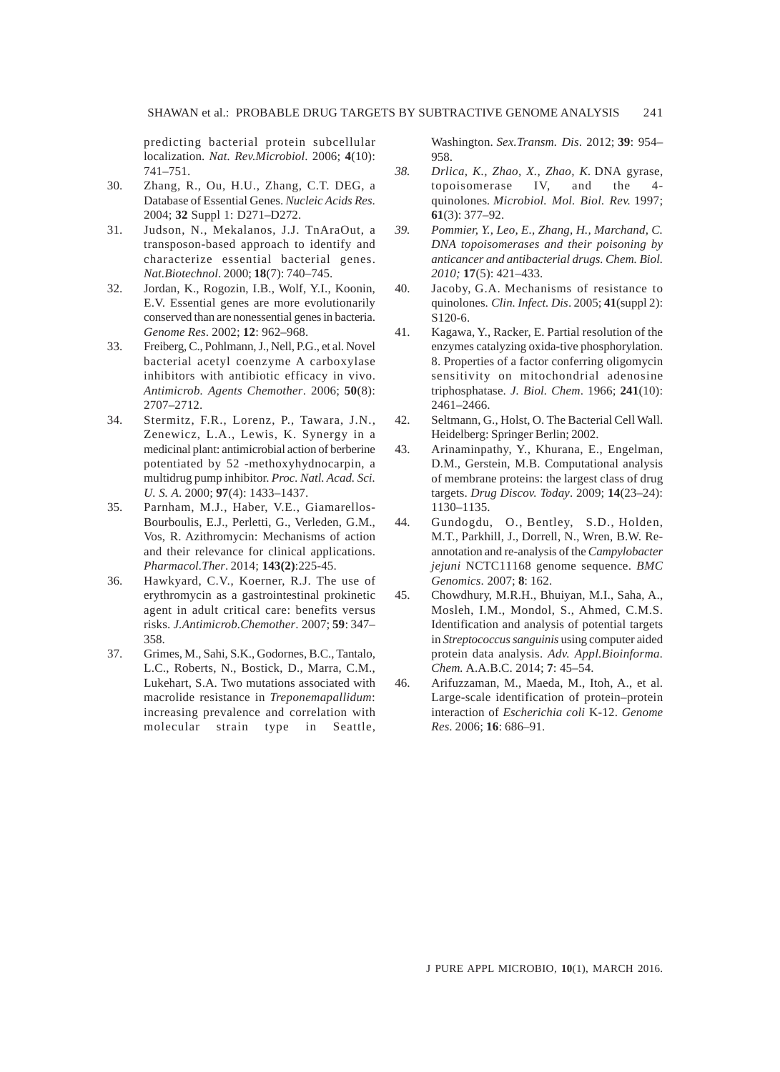predicting bacterial protein subcellular localization. *Nat. Rev.Microbiol*. 2006; **4**(10): 741–751.

30. Zhang, R., Ou, H.U., Zhang, C.T. DEG, a Database of Essential Genes. *Nucleic Acids Res*. 2004; **32** Suppl 1: D271–D272.
31. Judson, N., Mekalanos, J.J. TnAraOut, a transposon-based approach to identify and characterize essential bacterial genes. *Nat.Biotechnol*. 2000; **18**(7): 740–745.
32. Jordan, K., Rogozin, I.B., Wolf, Y.I., Koonin, E.V. Essential genes are more evolutionarily conserved than are nonessential genes in bacteria. *Genome Res*. 2002; **12**: 962–968.
33. Freiberg, C., Pohlmann, J., Nell, P.G., et al. Novel bacterial acetyl coenzyme A carboxylase inhibitors with antibiotic efficacy in vivo. *Antimicrob. Agents Chemother*. 2006; **50**(8): 2707–2712.
34. Stermitz, F.R., Lorenz, P., Tawara, J.N., Zenewicz, L.A., Lewis, K. Synergy in a medicinal plant: antimicrobial action of berberine potentiated by 52 -methoxyhydnocarpin, a multidrug pump inhibitor. *Proc. Natl. Acad. Sci. U. S. A*. 2000; **97**(4): 1433–1437.
35. Parnham, M.J., Haber, V.E., Giamarellos-Bourboulis, E.J., Perletti, G., Verleden, G.M., Vos, R. Azithromycin: Mechanisms of action and their relevance for clinical applications. *Pharmacol.Ther*. 2014; **143(2)**:225-45.
36. Hawkyard, C.V., Koerner, R.J. The use of erythromycin as a gastrointestinal prokinetic agent in adult critical care: benefits versus risks. *J.Antimicrob.Chemother*. 2007; **59**: 347–358.
37. Grimes, M., Sahi, S.K., Godornes, B.C., Tantalo, L.C., Roberts, N., Bostick, D., Marra, C.M., Lukehart, S.A. Two mutations associated with macrolide resistance in *Treponemapallidum*: increasing prevalence and correlation with molecular strain type in Seattle, Washington. *Sex.Transm. Dis*. 2012; **39**: 954–958.
38. *Drlica, K., Zhao, X., Zhao, K.* DNA gyrase, topoisomerase IV, and the 4-quinolones. *Microbiol. Mol. Biol. Rev.* 1997; **61**(3): 377–92.
39. *Pommier, Y., Leo, E., Zhang, H., Marchand, C. DNA topoisomerases and their poisoning by anticancer and antibacterial drugs. Chem. Biol. 2010;* **17**(5): 421–433.
40. Jacoby, G.A. Mechanisms of resistance to quinolones. *Clin. Infect. Dis*. 2005; **41**(suppl 2): S120-6.
41. Kagawa, Y., Racker, E. Partial resolution of the enzymes catalyzing oxida-tive phosphorylation. 8. Properties of a factor conferring oligomycin sensitivity on mitochondrial adenosine triphosphatase. *J. Biol. Chem*. 1966; **241**(10): 2461–2466.
42. Seltmann, G., Holst, O. The Bacterial Cell Wall. Heidelberg: Springer Berlin; 2002.
43. Arinaminpathy, Y., Khurana, E., Engelman, D.M., Gerstein, M.B. Computational analysis of membrane proteins: the largest class of drug targets. *Drug Discov. Today*. 2009; **14**(23–24): 1130–1135.
44. Gundogdu, O., Bentley, S.D., Holden, M.T., Parkhill, J., Dorrell, N., Wren, B.W. Re-annotation and re-analysis of the *Campylobacter jejuni* NCTC11168 genome sequence. *BMC Genomics*. 2007; **8**: 162.
45. Chowdhury, M.R.H., Bhuiyan, M.I., Saha, A., Mosleh, I.M., Mondol, S., Ahmed, C.M.S. Identification and analysis of potential targets in *Streptococcus sanguinis* using computer aided protein data analysis. *Adv. Appl.Bioinforma. Chem.* A.A.B.C. 2014; **7**: 45–54.
46. Arifuzzaman, M., Maeda, M., Itoh, A., et al. Large-scale identification of protein–protein interaction of *Escherichia coli* K-12. *Genome Res*. 2006; **16**: 686–91.